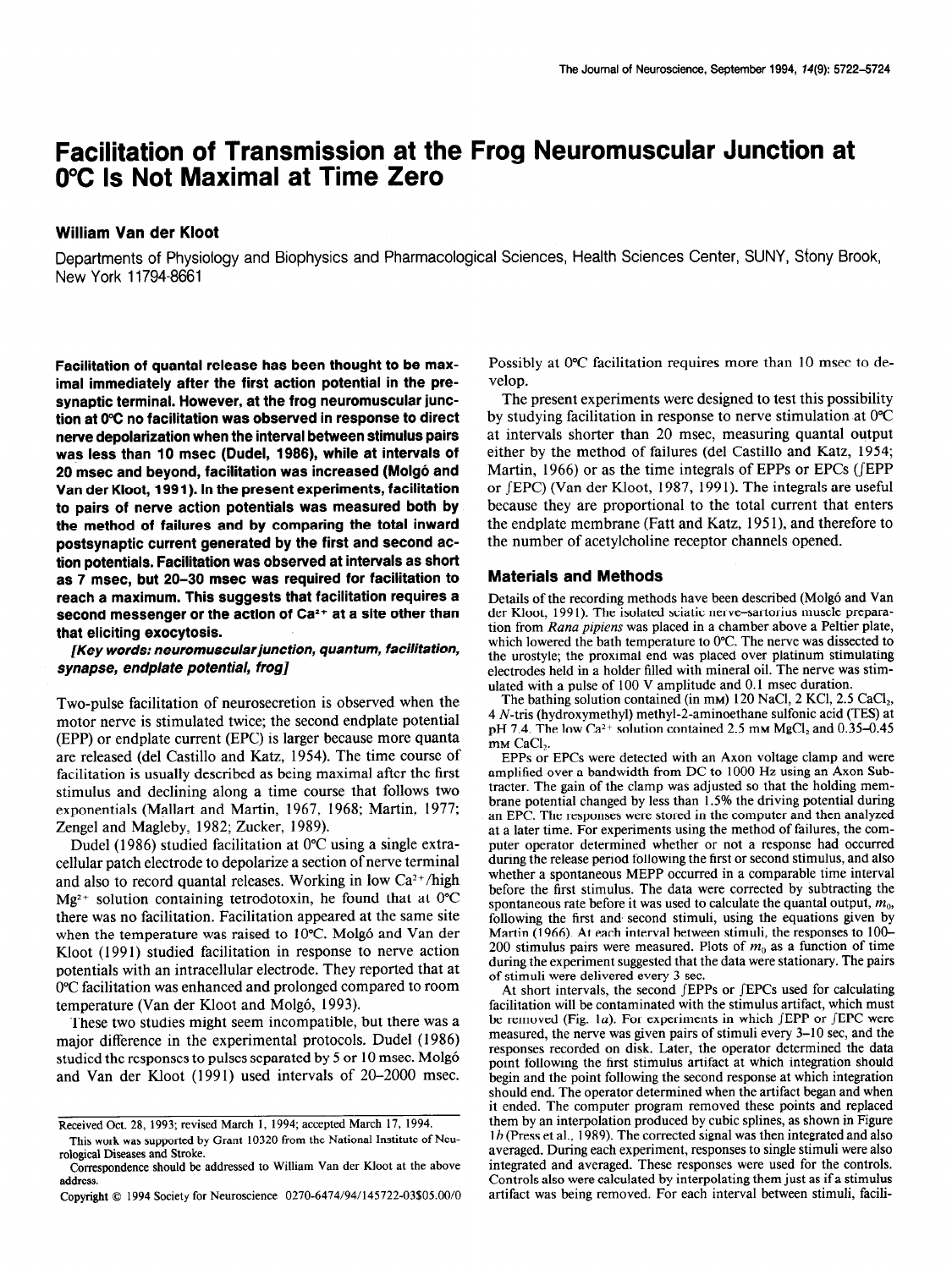# Facilitation of Transmission at the Frog Neuromuscular Junction at 0°C Is Not Maximal at Time Zero

## William Van der Kloot

Departments of Physiology and Biophysics and Pharmacological Sciences, Health Sciences Center, SUNY, Stony Brook, New York 11794-8661

**Facilitation of quantal release has been thought to be maximal immediately after the first action potential in the presynaptic terminal. However, at the frog neuromuscular junction at 0°C no facilitation was observed in response to direct nerve depolarization when the interval between stimulus pairs was less than 10 msec (Dudel, 1986), while at intervals of 20 msec and beyond, facilitation was increased (Molgó and Van der Kloot, 1991). In the present experiments, facilitation to pairs of nerve action potentials was measured both by the method of failures and by comparing the total inward postsynaptic current generated by the first and second action potentials. Facilitation was observed at intervals as short as 7 msec, but 20–30 msec was required for facilitation to reach a maximum. This suggests that facilitation requires a second messenger or the action of $Ca^{2+}$ at a site other than that eliciting exocytosis.**

***[Key words: neuromuscular junction, quantum, facilitation, synapse, endplate potential, frog]***

Two-pulse facilitation of neurosecretion is observed when the motor nerve is stimulated twice; the second endplate potential (EPP) or endplate current (EPC) is larger because more quanta are released (del Castillo and Katz, 1954). The time course of facilitation is usually described as being maximal after the first stimulus and declining along a time course that follows two exponentials (Mallart and Martin, 1967, 1968; Martin, 1977; Zengel and Magleby, 1982; Zucker, 1989).

Dudel (1986) studied facilitation at 0°C using a single extracellular patch electrode to depolarize a section of nerve terminal and also to record quantal releases. Working in low $Ca^{2+}$/high $Mg^{2+}$ solution containing tetrodotoxin, he found that at 0°C there was no facilitation. Facilitation appeared at the same site when the temperature was raised to 10°C. Molgó and Van der Kloot (1991) studied facilitation in response to nerve action potentials with an intracellular electrode. They reported that at 0°C facilitation was enhanced and prolonged compared to room temperature (Van der Kloot and Molgó, 1993).

These two studies might seem incompatible, but there was a major difference in the experimental protocols. Dudel (1986) studied the responses to pulses separated by 5 or 10 msec. Molgó and Van der Kloot (1991) used intervals of 20–2000 msec. Possibly at 0°C facilitation requires more than 10 msec to develop.

The present experiments were designed to test this possibility by studying facilitation in response to nerve stimulation at 0°C at intervals shorter than 20 msec, measuring quantal output either by the method of failures (del Castillo and Katz, 1954; Martin, 1966) or as the time integrals of EPPs or EPCs (∫EPP or ∫EPC) (Van der Kloot, 1987, 1991). The integrals are useful because they are proportional to the total current that enters the endplate membrane (Fatt and Katz, 1951), and therefore to the number of acetylcholine receptor channels opened.

## Materials and Methods

Details of the recording methods have been described (Molgó and Van der Kloot, 1991). The isolated sciatic nerve–sartorius muscle preparation from *Rana pipiens* was placed in a chamber above a Peltier plate, which lowered the bath temperature to 0°C. The nerve was dissected to the urostyle; the proximal end was placed over platinum stimulating electrodes held in a holder filled with mineral oil. The nerve was stimulated with a pulse of 100 V amplitude and 0.1 msec duration.

The bathing solution contained (in mM) 120 NaCl, 2 KCl, 2.5 $CaCl_2$, 4 *N*-tris (hydroxymethyl) methyl-2-aminoethane sulfonic acid (TES) at pH 7.4. The low $Ca^{2+}$ solution contained 2.5 mM $MgCl_2$ and 0.35–0.45 mM $CaCl_2$.

EPPs or EPCs were detected with an Axon voltage clamp and were amplified over a bandwidth from DC to 1000 Hz using an Axon Subtracter. The gain of the clamp was adjusted so that the holding membrane potential changed by less than 1.5% the driving potential during an EPC. The responses were stored in the computer and then analyzed at a later time. For experiments using the method of failures, the computer operator determined whether or not a response had occurred during the release period following the first or second stimulus, and also whether a spontaneous MEPP occurred in a comparable time interval before the first stimulus. The data were corrected by subtracting the spontaneous rate before it was used to calculate the quantal output, $m_0$, following the first and second stimuli, using the equations given by Martin (1966). At each interval between stimuli, the responses to 100–200 stimulus pairs were measured. Plots of $m_0$ as a function of time during the experiment suggested that the data were stationary. The pairs of stimuli were delivered every 3 sec.

At short intervals, the second ∫EPPs or ∫EPCs used for calculating facilitation will be contaminated with the stimulus artifact, which must be removed (Fig. 1*a*). For experiments in which ∫EPP or ∫EPC were measured, the nerve was given pairs of stimuli every 3–10 sec, and the responses recorded on disk. Later, the operator determined the data point following the first stimulus artifact at which integration should begin and the point following the second response at which integration should end. The operator determined when the artifact began and when it ended. The computer program removed these points and replaced them by an interpolation produced by cubic splines, as shown in Figure 1*b* (Press et al., 1989). The corrected signal was then integrated and also averaged. During each experiment, responses to single stimuli were also integrated and averaged. These responses were used for the controls. Controls also were calculated by interpolating them just as if a stimulus artifact was being removed. For each interval between stimuli, facili-

Received Oct. 28, 1993; revised March 1, 1994; accepted March 17, 1994.

This work was supported by Grant 10320 from the National Institute of Neurological Diseases and Stroke.

Correspondence should be addressed to William Van der Kloot at the above address.

Copyright © 1994 Society for Neuroscience 0270-6474/94/145722-03$05.00/0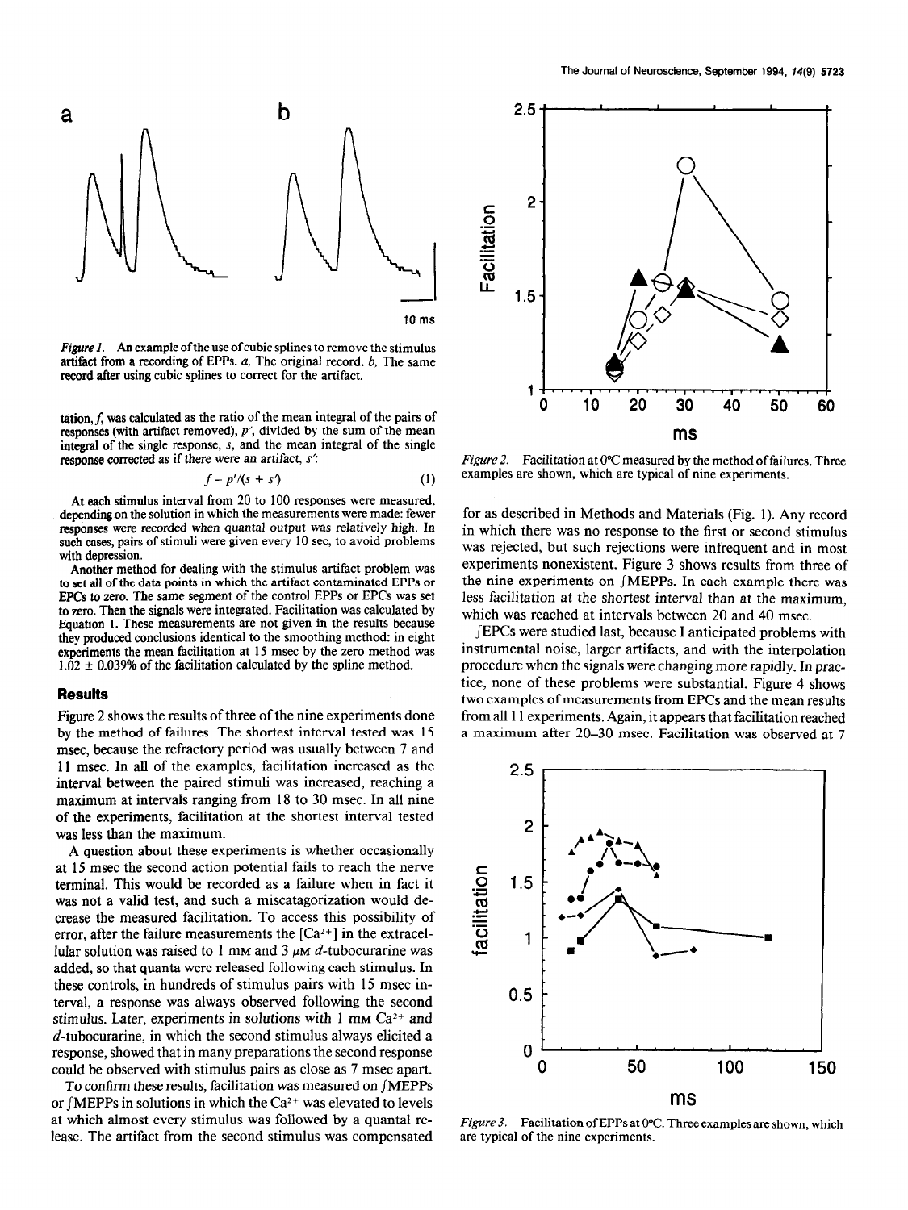*Figure 1.* An example of the use of cubic splines to remove the stimulus artifact from a recording of EPPs. *a*, The original record. *b*, The same record after using cubic splines to correct for the artifact.

tation, $f$, was calculated as the ratio of the mean integral of the pairs of responses (with artifact removed), $p'$, divided by the sum of the mean integral of the single response, $s$, and the mean integral of the single response corrected as if there were an artifact, $s'$:

$$f = p'/(s + s') \tag{1}$$

At each stimulus interval from 20 to 100 responses were measured, depending on the solution in which the measurements were made: fewer responses were recorded when quantal output was relatively high. In such cases, pairs of stimuli were given every 10 sec, to avoid problems with depression.

Another method for dealing with the stimulus artifact problem was to set all of the data points in which the artifact contaminated EPPs or EPCs to zero. The same segment of the control EPPs or EPCs was set to zero. Then the signals were integrated. Facilitation was calculated by Equation 1. These measurements are not given in the results because they produced conclusions identical to the smoothing method: in eight experiments the mean facilitation at 15 msec by the zero method was $1.02 \pm 0.039\%$ of the facilitation calculated by the spline method.

## Results

Figure 2 shows the results of three of the nine experiments done by the method of failures. The shortest interval tested was 15 msec, because the refractory period was usually between 7 and 11 msec. In all of the examples, facilitation increased as the interval between the paired stimuli was increased, reaching a maximum at intervals ranging from 18 to 30 msec. In all nine of the experiments, facilitation at the shortest interval tested was less than the maximum.

A question about these experiments is whether occasionally at 15 msec the second action potential fails to reach the nerve terminal. This would be recorded as a failure when in fact it was not a valid test, and such a miscatagorization would decrease the measured facilitation. To access this possibility of error, after the failure measurements the $[Ca^{2+}]$ in the extracellular solution was raised to 1 mM and 3 $\mu$M *d*-tubocurarine was added, so that quanta were released following each stimulus. In these controls, in hundreds of stimulus pairs with 15 msec interval, a response was always observed following the second stimulus. Later, experiments in solutions with 1 mM $Ca^{2+}$ and *d*-tubocurarine, in which the second stimulus always elicited a response, showed that in many preparations the second response could be observed with stimulus pairs as close as 7 msec apart.

To confirm these results, facilitation was measured on ∫MEPPs or ∫MEPPs in solutions in which the $Ca^{2+}$ was elevated to levels at which almost every stimulus was followed by a quantal release. The artifact from the second stimulus was compensated for as described in Methods and Materials (Fig. 1). Any record in which there was no response to the first or second stimulus was rejected, but such rejections were infrequent and in most experiments nonexistent. Figure 3 shows results from three of the nine experiments on ∫MEPPs. In each example there was less facilitation at the shortest interval than at the maximum, which was reached at intervals between 20 and 40 msec.

∫EPCs were studied last, because I anticipated problems with instrumental noise, larger artifacts, and with the interpolation procedure when the signals were changing more rapidly. In practice, none of these problems were substantial. Figure 4 shows two examples of measurements from EPCs and the mean results from all 11 experiments. Again, it appears that facilitation reached a maximum after 20–30 msec. Facilitation was observed at 7

*Figure 2.* Facilitation at 0°C measured by the method of failures. Three examples are shown, which are typical of nine experiments.

*Figure 3.* Facilitation of EPPs at 0°C. Three examples are shown, which are typical of the nine experiments.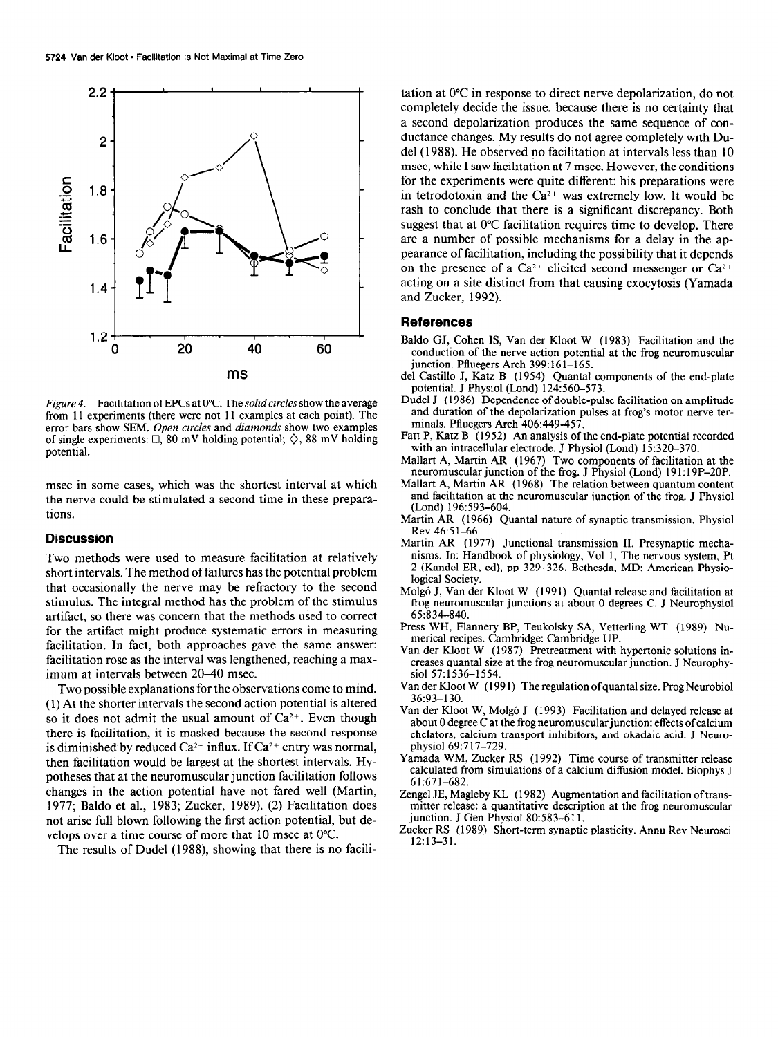2.2

2

1.8

1.6

1.4

1.2

Facilitation

0

20

40

60

ms

*Figure 4.* Facilitation of EPCs at 0°C. The *solid circles* show the average from 11 experiments (there were not 11 examples at each point). The error bars show SEM. *Open circles* and *diamonds* show two examples of single experiments: □, 80 mV holding potential; ◇, 88 mV holding potential.

msec in some cases, which was the shortest interval at which the nerve could be stimulated a second time in these preparations.

## Discussion

Two methods were used to measure facilitation at relatively short intervals. The method of failures has the potential problem that occasionally the nerve may be refractory to the second stimulus. The integral method has the problem of the stimulus artifact, so there was concern that the methods used to correct for the artifact might produce systematic errors in measuring facilitation. In fact, both approaches gave the same answer: facilitation rose as the interval was lengthened, reaching a maximum at intervals between 20–40 msec.

Two possible explanations for the observations come to mind. (1) At the shorter intervals the second action potential is altered so it does not admit the usual amount of $Ca^{2+}$. Even though there is facilitation, it is masked because the second response is diminished by reduced $Ca^{2+}$ influx. If $Ca^{2+}$ entry was normal, then facilitation would be largest at the shortest intervals. Hypotheses that at the neuromuscular junction facilitation follows changes in the action potential have not fared well (Martin, 1977; Baldo et al., 1983; Zucker, 1989). (2) Facilitation does not arise full blown following the first action potential, but develops over a time course of more that 10 msec at 0°C.

The results of Dudel (1988), showing that there is no facilitation at 0°C in response to direct nerve depolarization, do not completely decide the issue, because there is no certainty that a second depolarization produces the same sequence of conductance changes. My results do not agree completely with Dudel (1988). He observed no facilitation at intervals less than 10 msec, while I saw facilitation at 7 msec. However, the conditions for the experiments were quite different: his preparations were in tetrodotoxin and the $Ca^{2+}$ was extremely low. It would be rash to conclude that there is a significant discrepancy. Both suggest that at 0°C facilitation requires time to develop. There are a number of possible mechanisms for a delay in the appearance of facilitation, including the possibility that it depends on the presence of a $Ca^{2+}$ elicited second messenger or $Ca^{2+}$ acting on a site distinct from that causing exocytosis (Yamada and Zucker, 1992).

## References

Baldo GJ, Cohen IS, Van der Kloot W (1983) Facilitation and the conduction of the nerve action potential at the frog neuromuscular junction. Pfluegers Arch 399:161–165.

del Castillo J, Katz B (1954) Quantal components of the end-plate potential. J Physiol (Lond) 124:560–573.

Dudel J (1986) Dependence of double-pulse facilitation on amplitude and duration of the depolarization pulses at frog's motor nerve terminals. Pfluegers Arch 406:449-457.

Fatt P, Katz B (1952) An analysis of the end-plate potential recorded with an intracellular electrode. J Physiol (Lond) 15:320–370.

Mallart A, Martin AR (1967) Two components of facilitation at the neuromuscular junction of the frog. J Physiol (Lond) 191:19P–20P.

Mallart A, Martin AR (1968) The relation between quantum content and facilitation at the neuromuscular junction of the frog. J Physiol (Lond) 196:593–604.

Martin AR (1966) Quantal nature of synaptic transmission. Physiol Rev 46:51–66.

Martin AR (1977) Junctional transmission II. Presynaptic mechanisms. In: Handbook of physiology, Vol 1, The nervous system, Pt 2 (Kandel ER, ed), pp 329–326. Bethesda, MD: American Physiological Society.

Molgó J, Van der Kloot W (1991) Quantal release and facilitation at frog neuromuscular junctions at about 0 degrees C. J Neurophysiol 65:834–840.

Press WH, Flannery BP, Teukolsky SA, Vetterling WT (1989) Numerical recipes. Cambridge: Cambridge UP.

Van der Kloot W (1987) Pretreatment with hypertonic solutions increases quantal size at the frog neuromuscular junction. J Neurophysiol 57:1536–1554.

Van der Kloot W (1991) The regulation of quantal size. Prog Neurobiol 36:93–130.

Van der Kloot W, Molgó J (1993) Facilitation and delayed release at about 0 degree C at the frog neuromuscular junction: effects of calcium chelators, calcium transport inhibitors, and okadaic acid. J Neurophysiol 69:717–729.

Yamada WM, Zucker RS (1992) Time course of transmitter release calculated from simulations of a calcium diffusion model. Biophys J 61:671–682.

Zengel JE, Magleby KL (1982) Augmentation and facilitation of transmitter release: a quantitative description at the frog neuromuscular junction. J Gen Physiol 80:583–611.

Zucker RS (1989) Short-term synaptic plasticity. Annu Rev Neurosci 12:13–31.